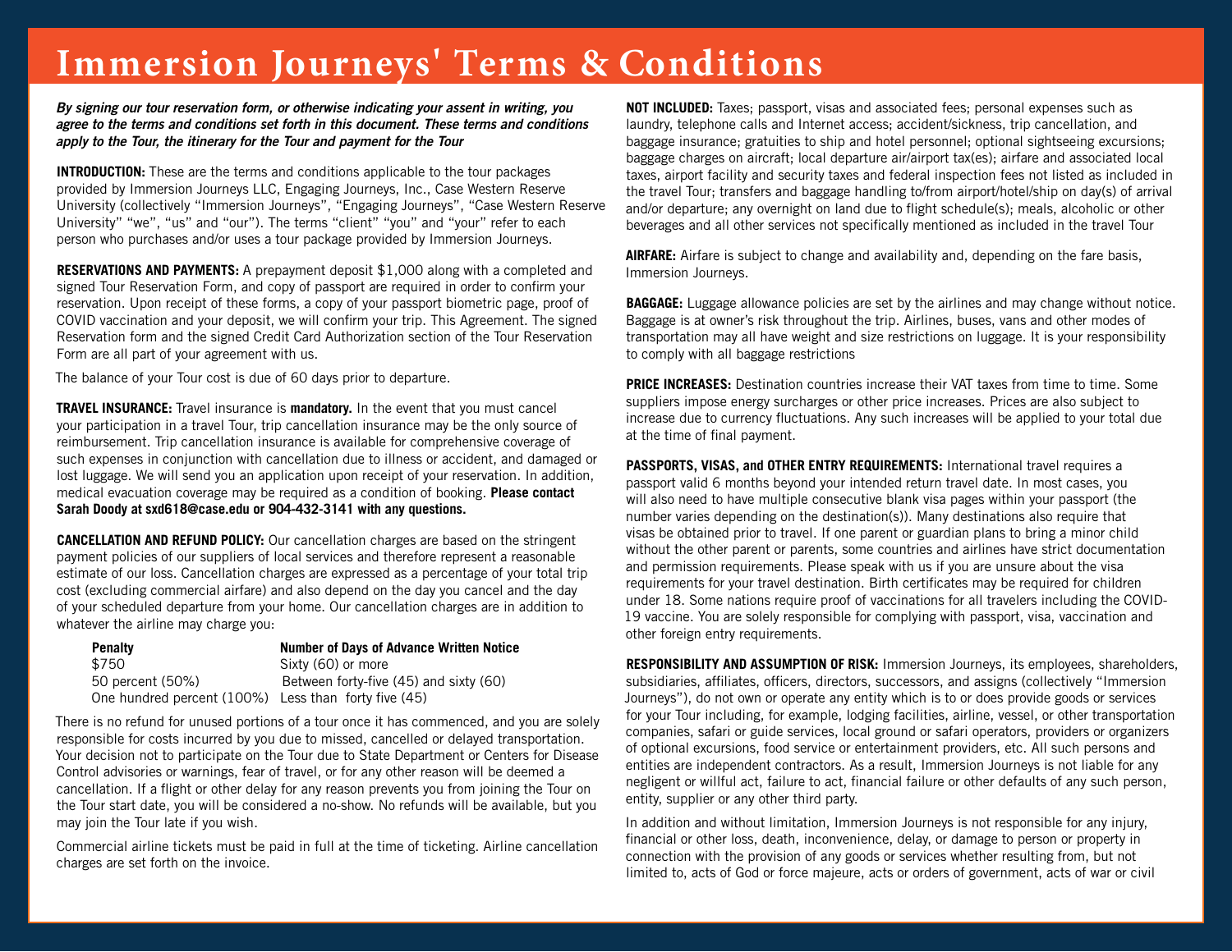# Immersion Journeys' Terms & Conditions

***By signing our tour reservation form, or otherwise indicating your assent in writing, you agree to the terms and conditions set forth in this document. These terms and conditions apply to the Tour, the itinerary for the Tour and payment for the Tour***

**INTRODUCTION:** These are the terms and conditions applicable to the tour packages provided by Immersion Journeys LLC, Engaging Journeys, Inc., Case Western Reserve University (collectively "Immersion Journeys", "Engaging Journeys", "Case Western Reserve University" "we", "us" and "our"). The terms "client" "you" and "your" refer to each person who purchases and/or uses a tour package provided by Immersion Journeys.

**RESERVATIONS AND PAYMENTS:** A prepayment deposit $1,000 along with a completed and signed Tour Reservation Form, and copy of passport are required in order to confirm your reservation. Upon receipt of these forms, a copy of your passport biometric page, proof of COVID vaccination and your deposit, we will confirm your trip. This Agreement. The signed Reservation form and the signed Credit Card Authorization section of the Tour Reservation Form are all part of your agreement with us.

The balance of your Tour cost is due of 60 days prior to departure.

**TRAVEL INSURANCE:** Travel insurance is **mandatory.** In the event that you must cancel your participation in a travel Tour, trip cancellation insurance may be the only source of reimbursement. Trip cancellation insurance is available for comprehensive coverage of such expenses in conjunction with cancellation due to illness or accident, and damaged or lost luggage. We will send you an application upon receipt of your reservation. In addition, medical evacuation coverage may be required as a condition of booking. **Please contact Sarah Doody at sxd618@case.edu or 904-432-3141 with any questions.**

**CANCELLATION AND REFUND POLICY:** Our cancellation charges are based on the stringent payment policies of our suppliers of local services and therefore represent a reasonable estimate of our loss. Cancellation charges are expressed as a percentage of your total trip cost (excluding commercial airfare) and also depend on the day you cancel and the day of your scheduled departure from your home. Our cancellation charges are in addition to whatever the airline may charge you:

| Penalty | Number of Days of Advance Written Notice |
|---|---|
| $750 | Sixty (60) or more |
| 50 percent (50%) | Between forty-five (45) and sixty (60) |
| One hundred percent (100%) | Less than forty five (45) |

There is no refund for unused portions of a tour once it has commenced, and you are solely responsible for costs incurred by you due to missed, cancelled or delayed transportation. Your decision not to participate on the Tour due to State Department or Centers for Disease Control advisories or warnings, fear of travel, or for any other reason will be deemed a cancellation. If a flight or other delay for any reason prevents you from joining the Tour on the Tour start date, you will be considered a no-show. No refunds will be available, but you may join the Tour late if you wish.

Commercial airline tickets must be paid in full at the time of ticketing. Airline cancellation charges are set forth on the invoice.

**NOT INCLUDED:** Taxes; passport, visas and associated fees; personal expenses such as laundry, telephone calls and Internet access; accident/sickness, trip cancellation, and baggage insurance; gratuities to ship and hotel personnel; optional sightseeing excursions; baggage charges on aircraft; local departure air/airport tax(es); airfare and associated local taxes, airport facility and security taxes and federal inspection fees not listed as included in the travel Tour; transfers and baggage handling to/from airport/hotel/ship on day(s) of arrival and/or departure; any overnight on land due to flight schedule(s); meals, alcoholic or other beverages and all other services not specifically mentioned as included in the travel Tour

**AIRFARE:** Airfare is subject to change and availability and, depending on the fare basis, Immersion Journeys.

**BAGGAGE:** Luggage allowance policies are set by the airlines and may change without notice. Baggage is at owner's risk throughout the trip. Airlines, buses, vans and other modes of transportation may all have weight and size restrictions on luggage. It is your responsibility to comply with all baggage restrictions

**PRICE INCREASES:** Destination countries increase their VAT taxes from time to time. Some suppliers impose energy surcharges or other price increases. Prices are also subject to increase due to currency fluctuations. Any such increases will be applied to your total due at the time of final payment.

**PASSPORTS, VISAS, and OTHER ENTRY REQUIREMENTS:** International travel requires a passport valid 6 months beyond your intended return travel date. In most cases, you will also need to have multiple consecutive blank visa pages within your passport (the number varies depending on the destination(s)). Many destinations also require that visas be obtained prior to travel. If one parent or guardian plans to bring a minor child without the other parent or parents, some countries and airlines have strict documentation and permission requirements. Please speak with us if you are unsure about the visa requirements for your travel destination. Birth certificates may be required for children under 18. Some nations require proof of vaccinations for all travelers including the COVID-19 vaccine. You are solely responsible for complying with passport, visa, vaccination and other foreign entry requirements.

**RESPONSIBILITY AND ASSUMPTION OF RISK:** Immersion Journeys, its employees, shareholders, subsidiaries, affiliates, officers, directors, successors, and assigns (collectively "Immersion Journeys"), do not own or operate any entity which is to or does provide goods or services for your Tour including, for example, lodging facilities, airline, vessel, or other transportation companies, safari or guide services, local ground or safari operators, providers or organizers of optional excursions, food service or entertainment providers, etc. All such persons and entities are independent contractors. As a result, Immersion Journeys is not liable for any negligent or willful act, failure to act, financial failure or other defaults of any such person, entity, supplier or any other third party.

In addition and without limitation, Immersion Journeys is not responsible for any injury, financial or other loss, death, inconvenience, delay, or damage to person or property in connection with the provision of any goods or services whether resulting from, but not limited to, acts of God or force majeure, acts or orders of government, acts of war or civil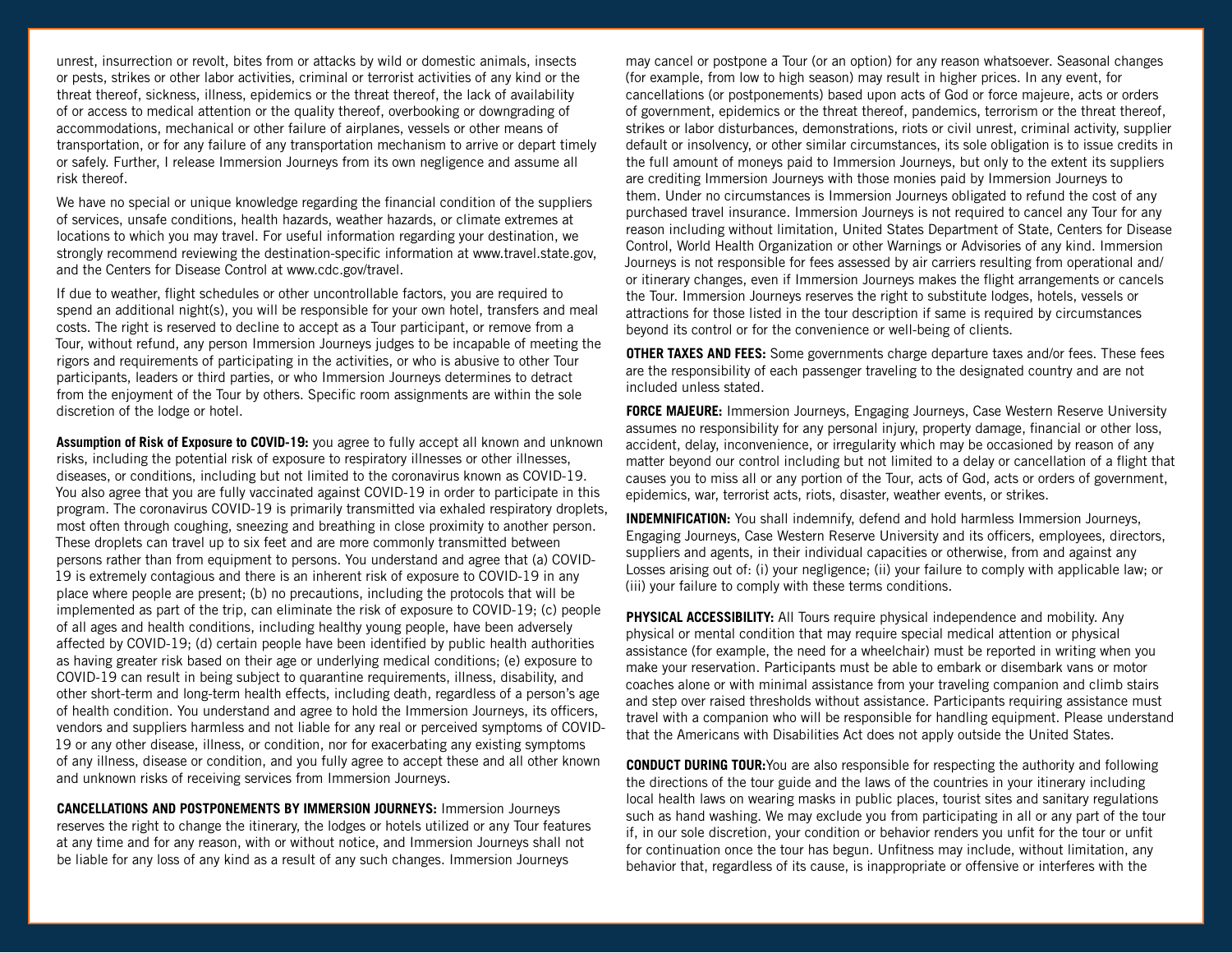unrest, insurrection or revolt, bites from or attacks by wild or domestic animals, insects or pests, strikes or other labor activities, criminal or terrorist activities of any kind or the threat thereof, sickness, illness, epidemics or the threat thereof, the lack of availability of or access to medical attention or the quality thereof, overbooking or downgrading of accommodations, mechanical or other failure of airplanes, vessels or other means of transportation, or for any failure of any transportation mechanism to arrive or depart timely or safely. Further, I release Immersion Journeys from its own negligence and assume all risk thereof.

We have no special or unique knowledge regarding the financial condition of the suppliers of services, unsafe conditions, health hazards, weather hazards, or climate extremes at locations to which you may travel. For useful information regarding your destination, we strongly recommend reviewing the destination-specific information at www.travel.state.gov, and the Centers for Disease Control at www.cdc.gov/travel.

If due to weather, flight schedules or other uncontrollable factors, you are required to spend an additional night(s), you will be responsible for your own hotel, transfers and meal costs. The right is reserved to decline to accept as a Tour participant, or remove from a Tour, without refund, any person Immersion Journeys judges to be incapable of meeting the rigors and requirements of participating in the activities, or who is abusive to other Tour participants, leaders or third parties, or who Immersion Journeys determines to detract from the enjoyment of the Tour by others. Specific room assignments are within the sole discretion of the lodge or hotel.

**Assumption of Risk of Exposure to COVID-19:** you agree to fully accept all known and unknown risks, including the potential risk of exposure to respiratory illnesses or other illnesses, diseases, or conditions, including but not limited to the coronavirus known as COVID-19. You also agree that you are fully vaccinated against COVID-19 in order to participate in this program. The coronavirus COVID-19 is primarily transmitted via exhaled respiratory droplets, most often through coughing, sneezing and breathing in close proximity to another person. These droplets can travel up to six feet and are more commonly transmitted between persons rather than from equipment to persons. You understand and agree that (a) COVID-19 is extremely contagious and there is an inherent risk of exposure to COVID-19 in any place where people are present; (b) no precautions, including the protocols that will be implemented as part of the trip, can eliminate the risk of exposure to COVID-19; (c) people of all ages and health conditions, including healthy young people, have been adversely affected by COVID-19; (d) certain people have been identified by public health authorities as having greater risk based on their age or underlying medical conditions; (e) exposure to COVID-19 can result in being subject to quarantine requirements, illness, disability, and other short-term and long-term health effects, including death, regardless of a person's age of health condition. You understand and agree to hold the Immersion Journeys, its officers, vendors and suppliers harmless and not liable for any real or perceived symptoms of COVID-19 or any other disease, illness, or condition, nor for exacerbating any existing symptoms of any illness, disease or condition, and you fully agree to accept these and all other known and unknown risks of receiving services from Immersion Journeys.

**CANCELLATIONS AND POSTPONEMENTS BY IMMERSION JOURNEYS:** Immersion Journeys reserves the right to change the itinerary, the lodges or hotels utilized or any Tour features at any time and for any reason, with or without notice, and Immersion Journeys shall not be liable for any loss of any kind as a result of any such changes. Immersion Journeys may cancel or postpone a Tour (or an option) for any reason whatsoever. Seasonal changes (for example, from low to high season) may result in higher prices. In any event, for cancellations (or postponements) based upon acts of God or force majeure, acts or orders of government, epidemics or the threat thereof, pandemics, terrorism or the threat thereof, strikes or labor disturbances, demonstrations, riots or civil unrest, criminal activity, supplier default or insolvency, or other similar circumstances, its sole obligation is to issue credits in the full amount of moneys paid to Immersion Journeys, but only to the extent its suppliers are crediting Immersion Journeys with those monies paid by Immersion Journeys to them. Under no circumstances is Immersion Journeys obligated to refund the cost of any purchased travel insurance. Immersion Journeys is not required to cancel any Tour for any reason including without limitation, United States Department of State, Centers for Disease Control, World Health Organization or other Warnings or Advisories of any kind. Immersion Journeys is not responsible for fees assessed by air carriers resulting from operational and/or itinerary changes, even if Immersion Journeys makes the flight arrangements or cancels the Tour. Immersion Journeys reserves the right to substitute lodges, hotels, vessels or attractions for those listed in the tour description if same is required by circumstances beyond its control or for the convenience or well-being of clients.

**OTHER TAXES AND FEES:** Some governments charge departure taxes and/or fees. These fees are the responsibility of each passenger traveling to the designated country and are not included unless stated.

**FORCE MAJEURE:** Immersion Journeys, Engaging Journeys, Case Western Reserve University assumes no responsibility for any personal injury, property damage, financial or other loss, accident, delay, inconvenience, or irregularity which may be occasioned by reason of any matter beyond our control including but not limited to a delay or cancellation of a flight that causes you to miss all or any portion of the Tour, acts of God, acts or orders of government, epidemics, war, terrorist acts, riots, disaster, weather events, or strikes.

**INDEMNIFICATION:** You shall indemnify, defend and hold harmless Immersion Journeys, Engaging Journeys, Case Western Reserve University and its officers, employees, directors, suppliers and agents, in their individual capacities or otherwise, from and against any Losses arising out of: (i) your negligence; (ii) your failure to comply with applicable law; or (iii) your failure to comply with these terms conditions.

**PHYSICAL ACCESSIBILITY:** All Tours require physical independence and mobility. Any physical or mental condition that may require special medical attention or physical assistance (for example, the need for a wheelchair) must be reported in writing when you make your reservation. Participants must be able to embark or disembark vans or motor coaches alone or with minimal assistance from your traveling companion and climb stairs and step over raised thresholds without assistance. Participants requiring assistance must travel with a companion who will be responsible for handling equipment. Please understand that the Americans with Disabilities Act does not apply outside the United States.

**CONDUCT DURING TOUR:** You are also responsible for respecting the authority and following the directions of the tour guide and the laws of the countries in your itinerary including local health laws on wearing masks in public places, tourist sites and sanitary regulations such as hand washing. We may exclude you from participating in all or any part of the tour if, in our sole discretion, your condition or behavior renders you unfit for the tour or unfit for continuation once the tour has begun. Unfitness may include, without limitation, any behavior that, regardless of its cause, is inappropriate or offensive or interferes with the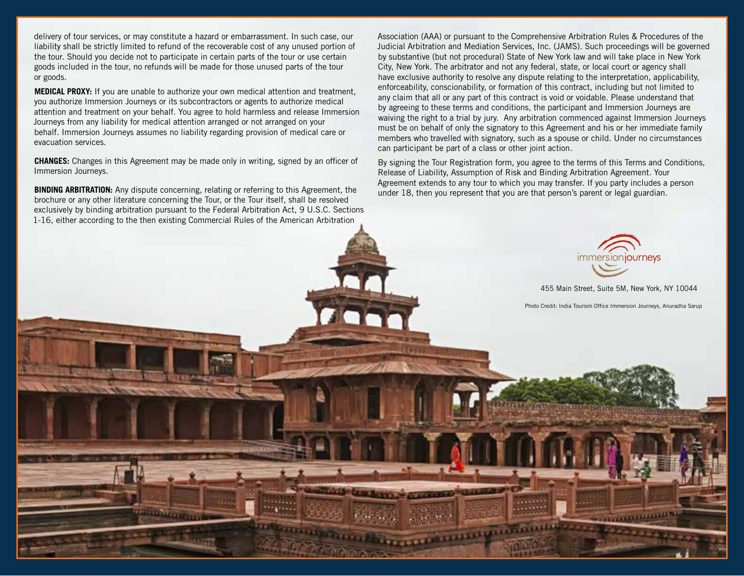delivery of tour services, or may constitute a hazard or embarrassment. In such case, our liability shall be strictly limited to refund of the recoverable cost of any unused portion of the tour. Should you decide not to participate in certain parts of the tour or use certain goods included in the tour, no refunds will be made for those unused parts of the tour or goods.

**MEDICAL PROXY:** If you are unable to authorize your own medical attention and treatment, you authorize Immersion Journeys or its subcontractors or agents to authorize medical attention and treatment on your behalf. You agree to hold harmless and release Immersion Journeys from any liability for medical attention arranged or not arranged on your behalf. Immersion Journeys assumes no liability regarding provision of medical care or evacuation services.

**CHANGES:** Changes in this Agreement may be made only in writing, signed by an officer of Immersion Journeys.

**BINDING ARBITRATION:** Any dispute concerning, relating or referring to this Agreement, the brochure or any other literature concerning the Tour, or the Tour itself, shall be resolved exclusively by binding arbitration pursuant to the Federal Arbitration Act, 9 U.S.C. Sections 1-16, either according to the then existing Commercial Rules of the American Arbitration Association (AAA) or pursuant to the Comprehensive Arbitration Rules & Procedures of the Judicial Arbitration and Mediation Services, Inc. (JAMS). Such proceedings will be governed by substantive (but not procedural) State of New York law and will take place in New York City, New York. The arbitrator and not any federal, state, or local court or agency shall have exclusive authority to resolve any dispute relating to the interpretation, applicability, enforceability, conscionability, or formation of this contract, including but not limited to any claim that all or any part of this contract is void or voidable. Please understand that by agreeing to these terms and conditions, the participant and Immersion Journeys are waiving the right to a trial by jury. Any arbitration commenced against Immersion Journeys must be on behalf of only the signatory to this Agreement and his or her immediate family members who travelled with signatory, such as a spouse or child. Under no circumstances can participant be part of a class or other joint action.

By signing the Tour Registration form, you agree to the terms of this Terms and Conditions, Release of Liability, Assumption of Risk and Binding Arbitration Agreement. Your Agreement extends to any tour to which you may transfer. If you party includes a person under 18, then you represent that you are that person's parent or legal guardian.

immersionjourneys

455 Main Street, Suite 5M, New York, NY 10044

Photo Credit: India Tourism Office Immersion Journeys, Anuradha Sarup